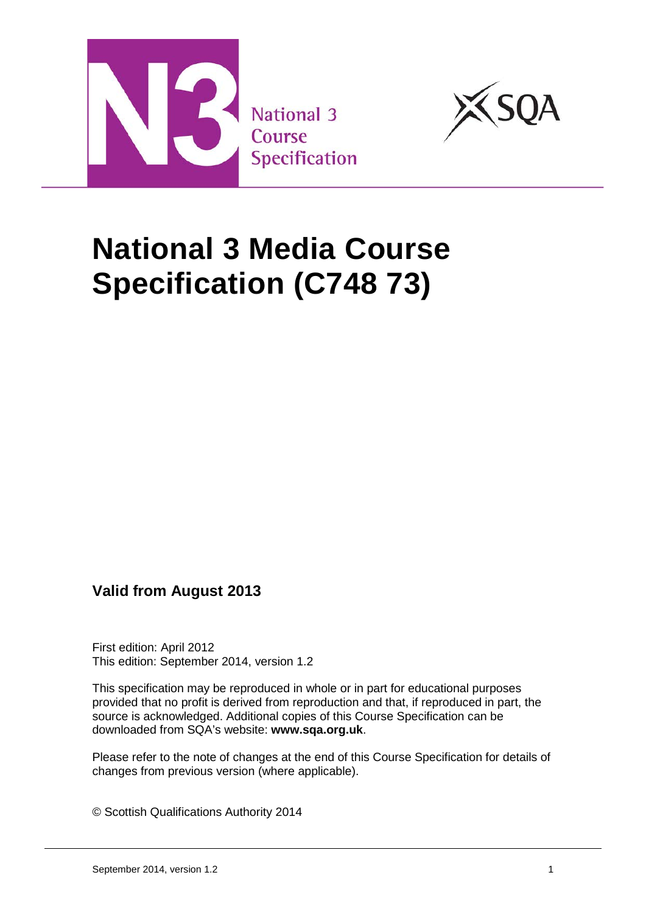National 3 Course Specification

# National 3 Media Course Specification (C748 73)

## Valid from August 2013

First edition: April 2012
This edition: September 2014, version 1.2

This specification may be reproduced in whole or in part for educational purposes provided that no profit is derived from reproduction and that, if reproduced in part, the source is acknowledged. Additional copies of this Course Specification can be downloaded from SQA's website: **www.sqa.org.uk**.

Please refer to the note of changes at the end of this Course Specification for details of changes from previous version (where applicable).

© Scottish Qualifications Authority 2014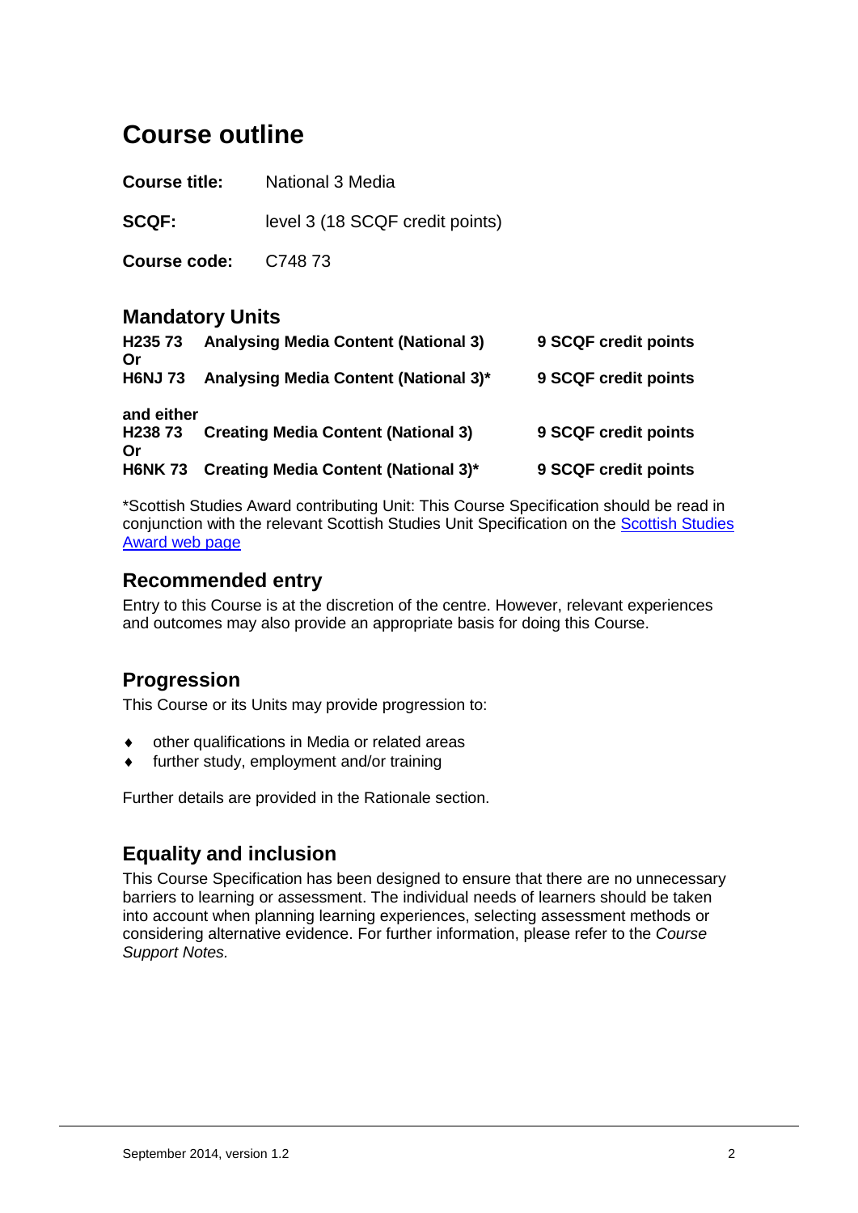# Course outline

**Course title:** National 3 Media

**SCQF:** level 3 (18 SCQF credit points)

**Course code:** C748 73

## Mandatory Units

**H235 73 Analysing Media Content (National 3)** **9 SCQF credit points**
**Or**
**H6NJ 73 Analysing Media Content (National 3)*** **9 SCQF credit points**

**and either**
**H238 73 Creating Media Content (National 3)** **9 SCQF credit points**
**Or**
**H6NK 73 Creating Media Content (National 3)*** **9 SCQF credit points**

*Scottish Studies Award contributing Unit: This Course Specification should be read in conjunction with the relevant Scottish Studies Unit Specification on the Scottish Studies Award web page

## Recommended entry

Entry to this Course is at the discretion of the centre. However, relevant experiences and outcomes may also provide an appropriate basis for doing this Course.

## Progression

This Course or its Units may provide progression to:

- other qualifications in Media or related areas
- further study, employment and/or training

Further details are provided in the Rationale section.

## Equality and inclusion

This Course Specification has been designed to ensure that there are no unnecessary barriers to learning or assessment. The individual needs of learners should be taken into account when planning learning experiences, selecting assessment methods or considering alternative evidence. For further information, please refer to the *Course Support Notes.*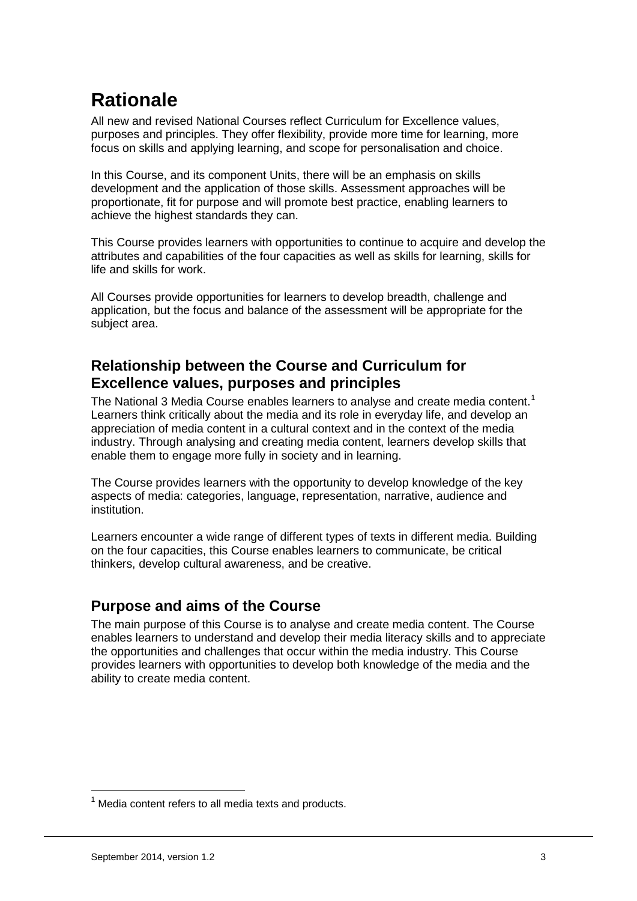# Rationale

All new and revised National Courses reflect Curriculum for Excellence values, purposes and principles. They offer flexibility, provide more time for learning, more focus on skills and applying learning, and scope for personalisation and choice.

In this Course, and its component Units, there will be an emphasis on skills development and the application of those skills. Assessment approaches will be proportionate, fit for purpose and will promote best practice, enabling learners to achieve the highest standards they can.

This Course provides learners with opportunities to continue to acquire and develop the attributes and capabilities of the four capacities as well as skills for learning, skills for life and skills for work.

All Courses provide opportunities for learners to develop breadth, challenge and application, but the focus and balance of the assessment will be appropriate for the subject area.

## Relationship between the Course and Curriculum for Excellence values, purposes and principles

The National 3 Media Course enables learners to analyse and create media content.[1] Learners think critically about the media and its role in everyday life, and develop an appreciation of media content in a cultural context and in the context of the media industry. Through analysing and creating media content, learners develop skills that enable them to engage more fully in society and in learning.

The Course provides learners with the opportunity to develop knowledge of the key aspects of media: categories, language, representation, narrative, audience and institution.

Learners encounter a wide range of different types of texts in different media. Building on the four capacities, this Course enables learners to communicate, be critical thinkers, develop cultural awareness, and be creative.

## Purpose and aims of the Course

The main purpose of this Course is to analyse and create media content. The Course enables learners to understand and develop their media literacy skills and to appreciate the opportunities and challenges that occur within the media industry. This Course provides learners with opportunities to develop both knowledge of the media and the ability to create media content.

[1] Media content refers to all media texts and products.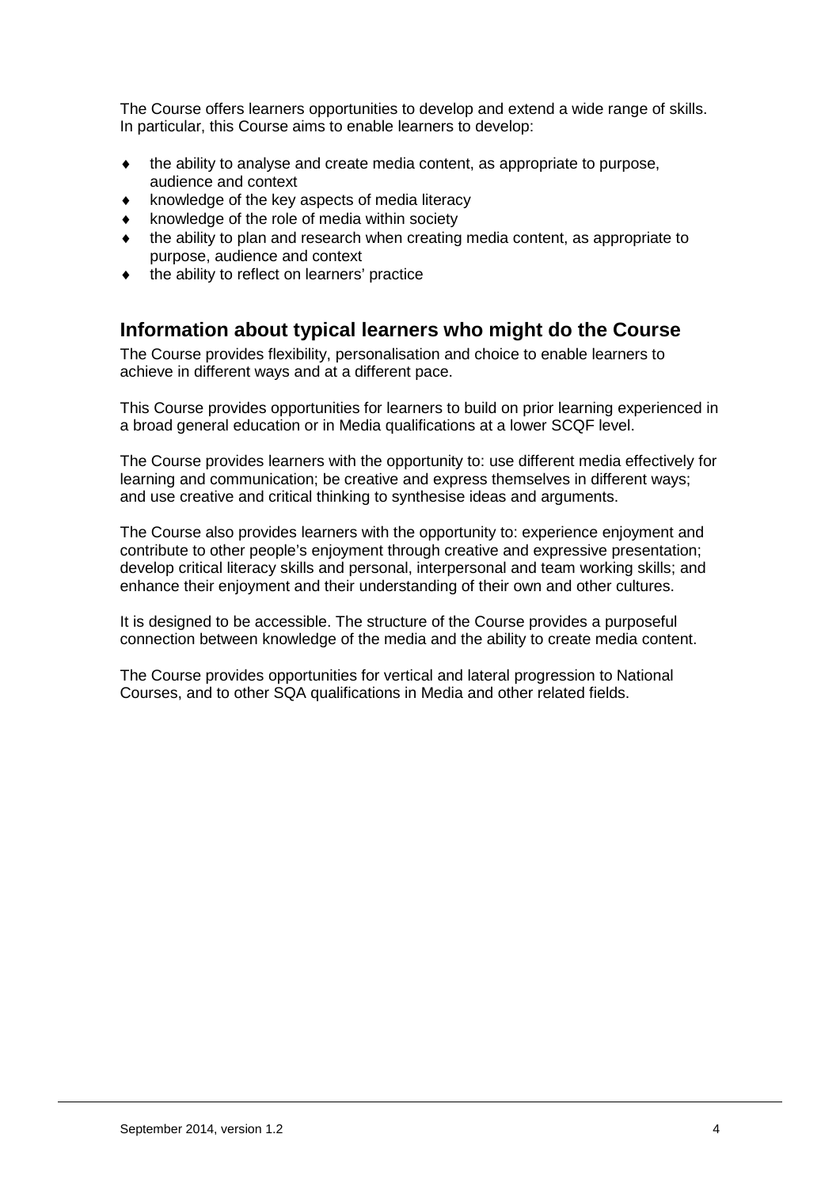The Course offers learners opportunities to develop and extend a wide range of skills. In particular, this Course aims to enable learners to develop:

- the ability to analyse and create media content, as appropriate to purpose, audience and context
- knowledge of the key aspects of media literacy
- knowledge of the role of media within society
- the ability to plan and research when creating media content, as appropriate to purpose, audience and context
- the ability to reflect on learners' practice

## Information about typical learners who might do the Course

The Course provides flexibility, personalisation and choice to enable learners to achieve in different ways and at a different pace.

This Course provides opportunities for learners to build on prior learning experienced in a broad general education or in Media qualifications at a lower SCQF level.

The Course provides learners with the opportunity to: use different media effectively for learning and communication; be creative and express themselves in different ways; and use creative and critical thinking to synthesise ideas and arguments.

The Course also provides learners with the opportunity to: experience enjoyment and contribute to other people's enjoyment through creative and expressive presentation; develop critical literacy skills and personal, interpersonal and team working skills; and enhance their enjoyment and their understanding of their own and other cultures.

It is designed to be accessible. The structure of the Course provides a purposeful connection between knowledge of the media and the ability to create media content.

The Course provides opportunities for vertical and lateral progression to National Courses, and to other SQA qualifications in Media and other related fields.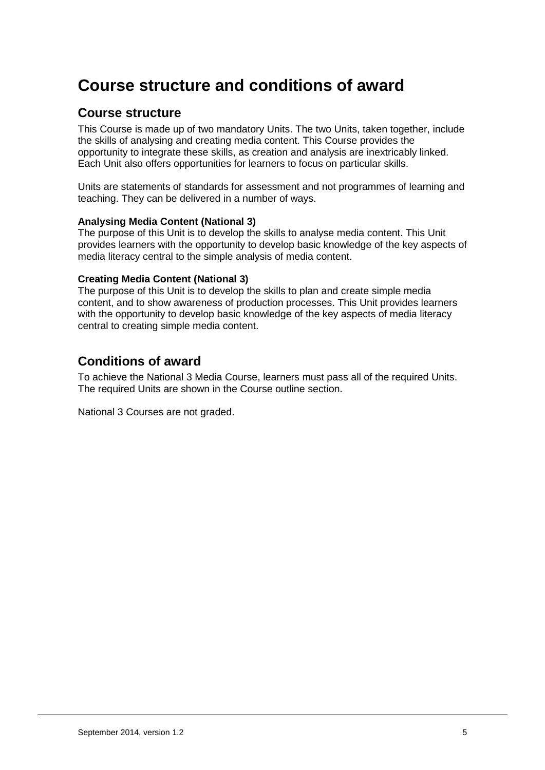# Course structure and conditions of award

## Course structure

This Course is made up of two mandatory Units. The two Units, taken together, include the skills of analysing and creating media content. This Course provides the opportunity to integrate these skills, as creation and analysis are inextricably linked. Each Unit also offers opportunities for learners to focus on particular skills.

Units are statements of standards for assessment and not programmes of learning and teaching. They can be delivered in a number of ways.

**Analysing Media Content (National 3)**
The purpose of this Unit is to develop the skills to analyse media content. This Unit provides learners with the opportunity to develop basic knowledge of the key aspects of media literacy central to the simple analysis of media content.

**Creating Media Content (National 3)**
The purpose of this Unit is to develop the skills to plan and create simple media content, and to show awareness of production processes. This Unit provides learners with the opportunity to develop basic knowledge of the key aspects of media literacy central to creating simple media content.

## Conditions of award

To achieve the National 3 Media Course, learners must pass all of the required Units. The required Units are shown in the Course outline section.

National 3 Courses are not graded.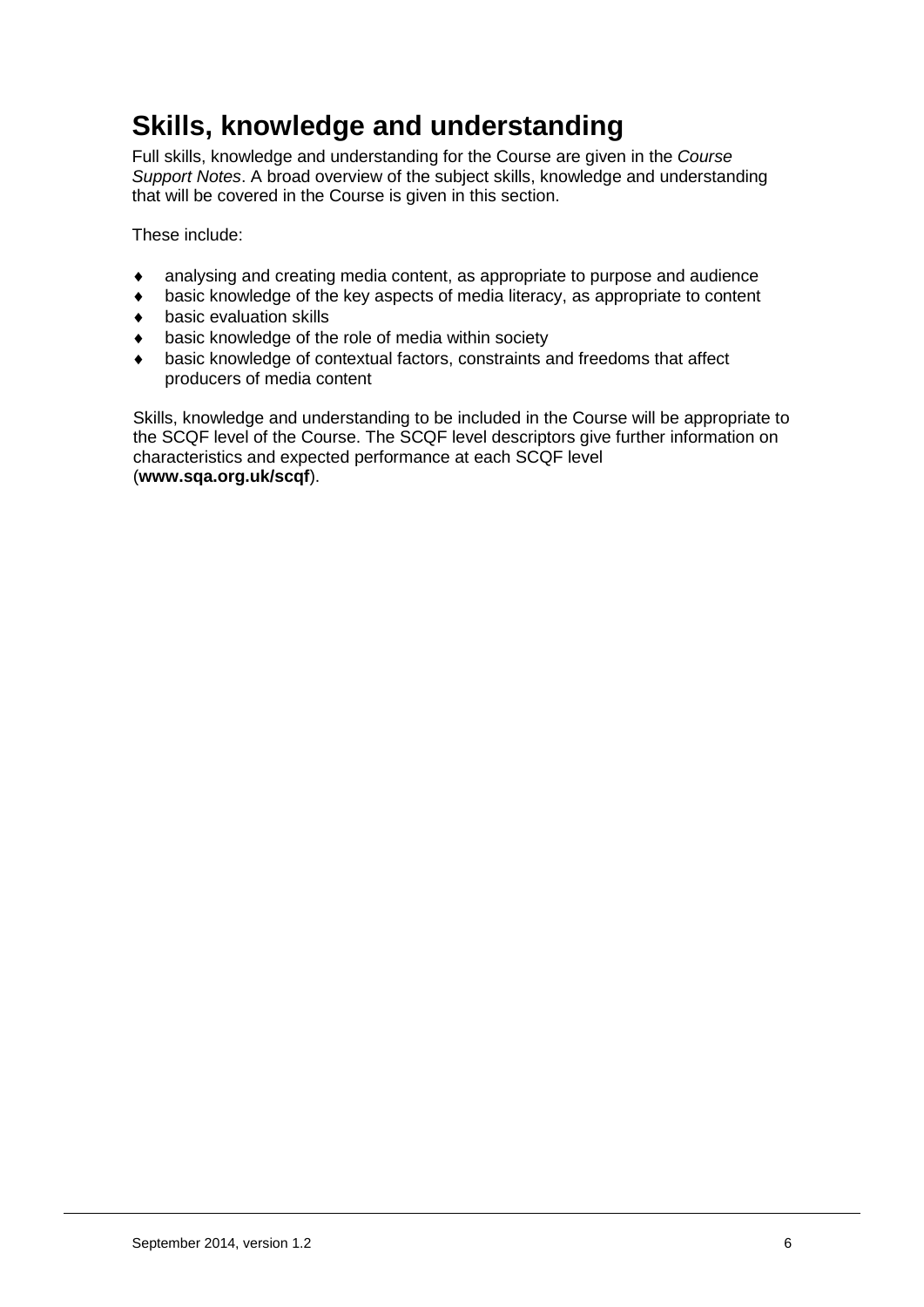# Skills, knowledge and understanding

Full skills, knowledge and understanding for the Course are given in the *Course Support Notes*. A broad overview of the subject skills, knowledge and understanding that will be covered in the Course is given in this section.

These include:

- analysing and creating media content, as appropriate to purpose and audience
- basic knowledge of the key aspects of media literacy, as appropriate to content
- basic evaluation skills
- basic knowledge of the role of media within society
- basic knowledge of contextual factors, constraints and freedoms that affect producers of media content

Skills, knowledge and understanding to be included in the Course will be appropriate to the SCQF level of the Course. The SCQF level descriptors give further information on characteristics and expected performance at each SCQF level (**www.sqa.org.uk/scqf**).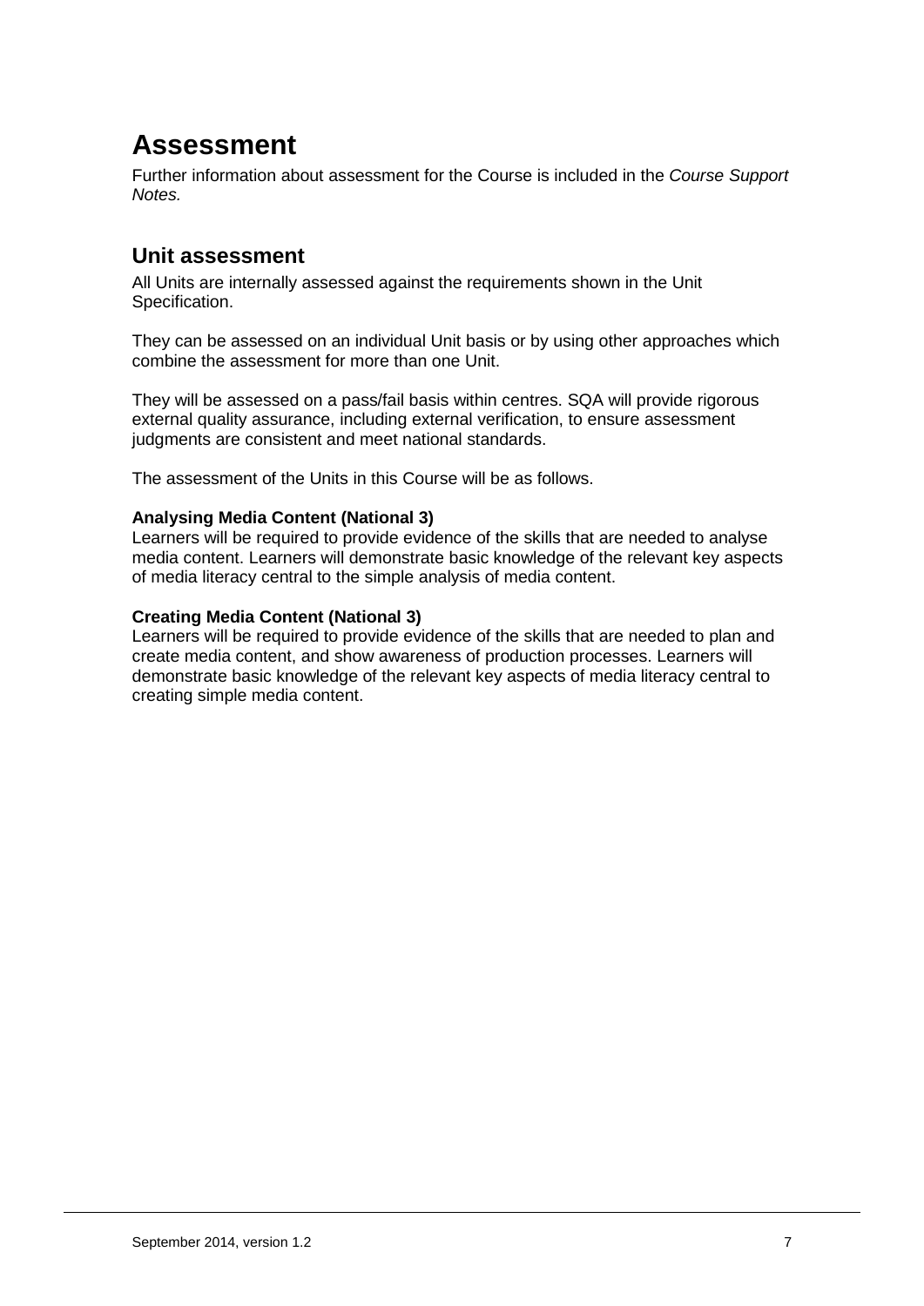# Assessment

Further information about assessment for the Course is included in the *Course Support Notes.*

## Unit assessment

All Units are internally assessed against the requirements shown in the Unit Specification.

They can be assessed on an individual Unit basis or by using other approaches which combine the assessment for more than one Unit.

They will be assessed on a pass/fail basis within centres. SQA will provide rigorous external quality assurance, including external verification, to ensure assessment judgments are consistent and meet national standards.

The assessment of the Units in this Course will be as follows.

**Analysing Media Content (National 3)**
Learners will be required to provide evidence of the skills that are needed to analyse media content. Learners will demonstrate basic knowledge of the relevant key aspects of media literacy central to the simple analysis of media content.

**Creating Media Content (National 3)**
Learners will be required to provide evidence of the skills that are needed to plan and create media content, and show awareness of production processes. Learners will demonstrate basic knowledge of the relevant key aspects of media literacy central to creating simple media content.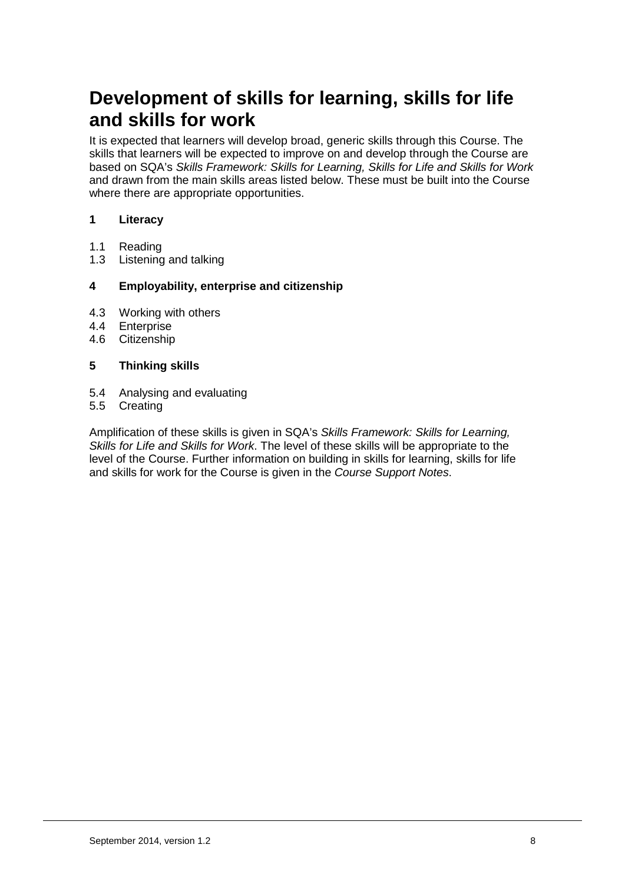# Development of skills for learning, skills for life and skills for work

It is expected that learners will develop broad, generic skills through this Course. The skills that learners will be expected to improve on and develop through the Course are based on SQA's *Skills Framework: Skills for Learning, Skills for Life and Skills for Work* and drawn from the main skills areas listed below. These must be built into the Course where there are appropriate opportunities.

**1 Literacy**

1.1 Reading
1.3 Listening and talking

**4 Employability, enterprise and citizenship**

4.3 Working with others
4.4 Enterprise
4.6 Citizenship

**5 Thinking skills**

5.4 Analysing and evaluating
5.5 Creating

Amplification of these skills is given in SQA's *Skills Framework: Skills for Learning, Skills for Life and Skills for Work*. The level of these skills will be appropriate to the level of the Course. Further information on building in skills for learning, skills for life and skills for work for the Course is given in the *Course Support Notes*.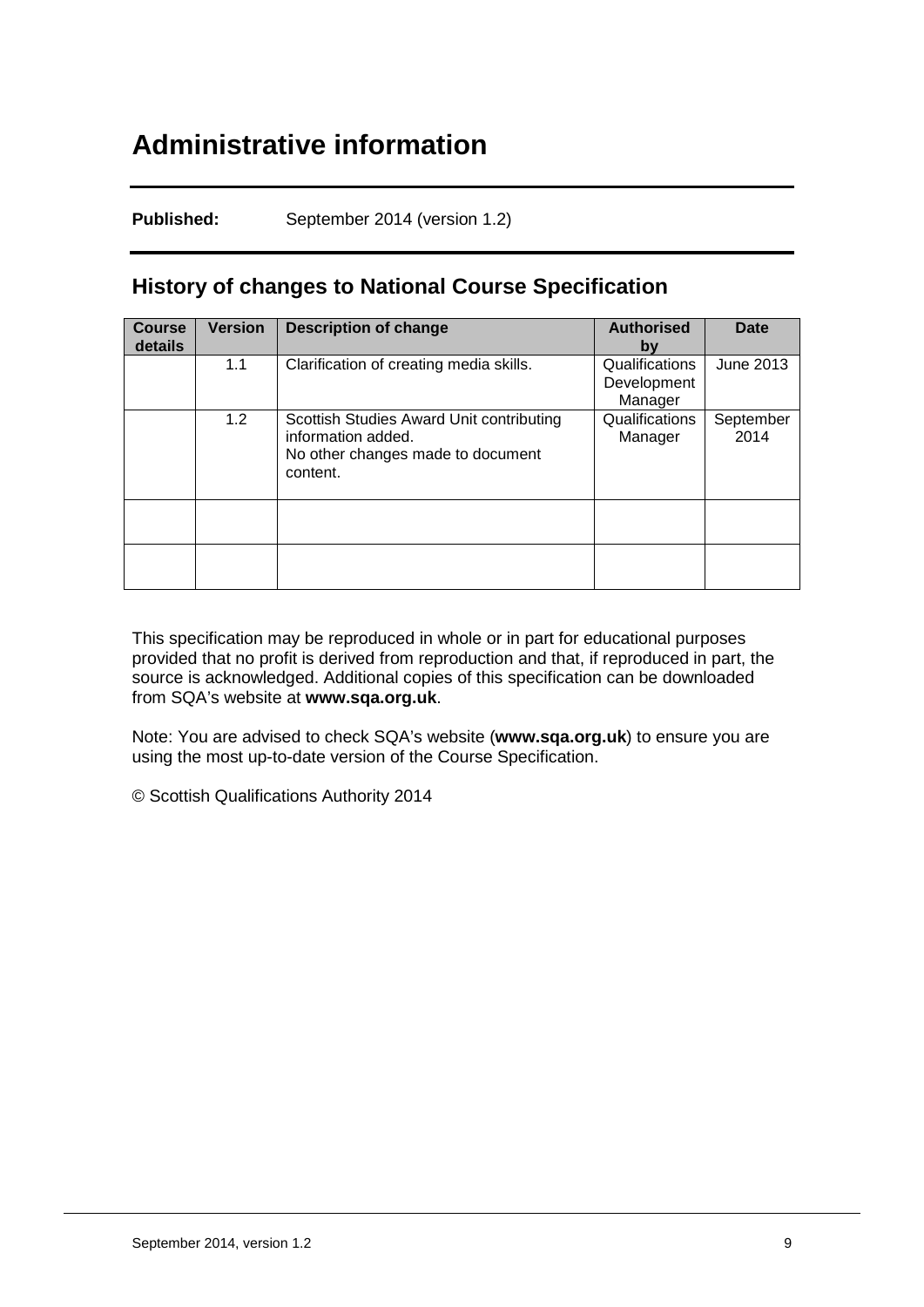# Administrative information

**Published:** September 2014 (version 1.2)

## History of changes to National Course Specification

| Course details | Version | Description of change | Authorised by | Date |
|---|---|---|---|---|
| | 1.1 | Clarification of creating media skills. | Qualifications Development Manager | June 2013 |
| | 1.2 | Scottish Studies Award Unit contributing information added.<br>No other changes made to document content. | Qualifications Manager | September 2014 |
| | | | | |
| | | | | |

This specification may be reproduced in whole or in part for educational purposes provided that no profit is derived from reproduction and that, if reproduced in part, the source is acknowledged. Additional copies of this specification can be downloaded from SQA's website at **www.sqa.org.uk**.

Note: You are advised to check SQA's website (**www.sqa.org.uk**) to ensure you are using the most up-to-date version of the Course Specification.

© Scottish Qualifications Authority 2014